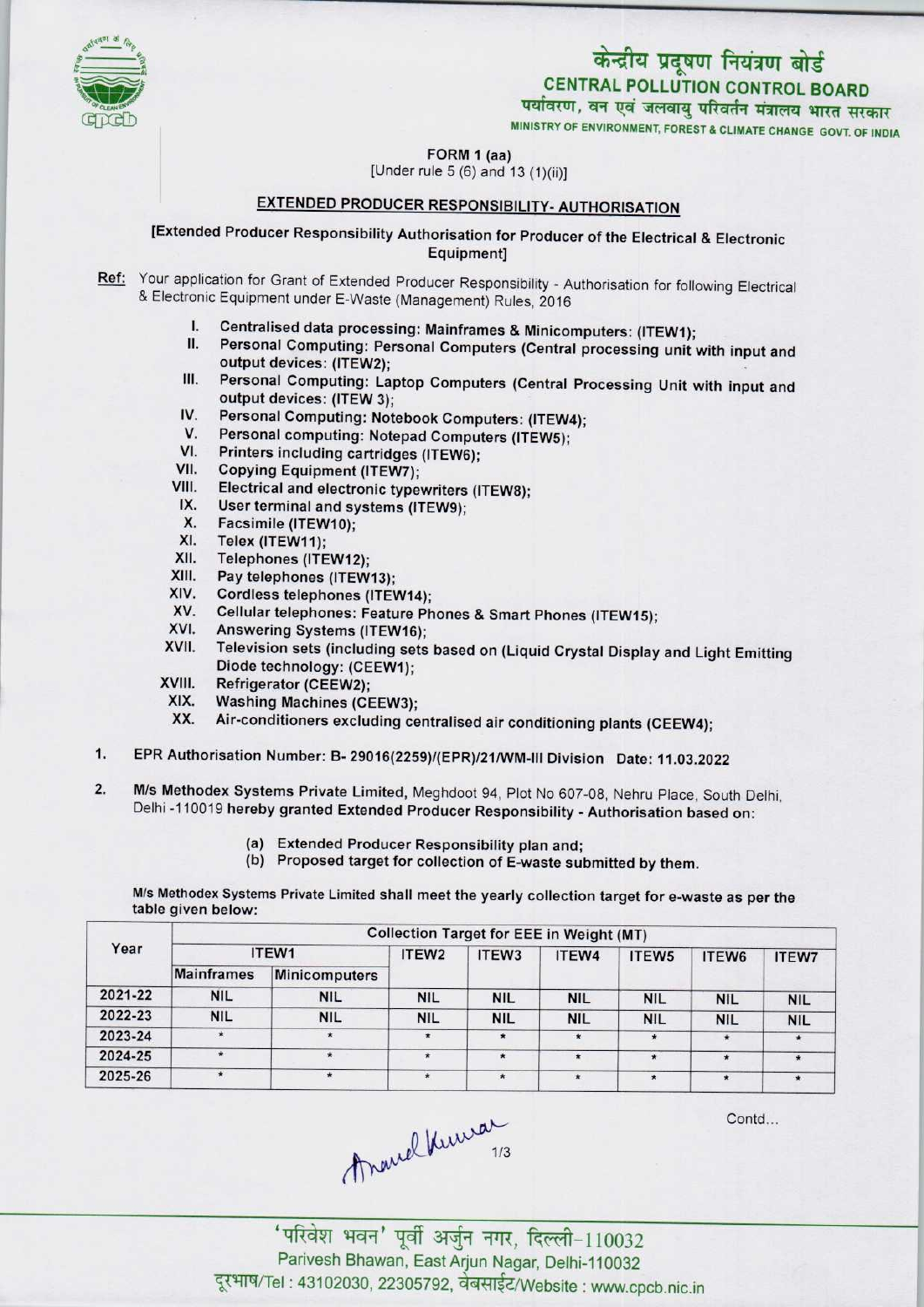केन्द्रीय प्रदूषण नियंत्रण बोर्ड

**CENTRAL POLLUTION CONTROL BOARD**

पर्यावरण, वन एवं जलवायु परिवर्तन मंत्रालय भारत सरकार

MINISTRY OF ENVIRONMENT, FOREST & CLIMATE CHANGE GOVT. OF INDIA

**FORM 1 (aa)**

[Under rule 5 (6) and 13 (1)(ii)]

## EXTENDED PRODUCER RESPONSIBILITY- AUTHORISATION

**[Extended Producer Responsibility Authorisation for Producer of the Electrical & Electronic Equipment]**

**Ref:** Your application for Grant of Extended Producer Responsibility - Authorisation for following Electrical & Electronic Equipment under E-Waste (Management) Rules, 2016

- I. **Centralised data processing: Mainframes & Minicomputers: (ITEW1);**
- II. **Personal Computing: Personal Computers (Central processing unit with input and output devices: (ITEW2);**
- III. **Personal Computing: Laptop Computers (Central Processing Unit with input and output devices: (ITEW 3);**
- IV. **Personal Computing: Notebook Computers: (ITEW4);**
- V. **Personal computing: Notepad Computers (ITEW5);**
- VI. **Printers including cartridges (ITEW6);**
- VII. **Copying Equipment (ITEW7);**
- VIII. **Electrical and electronic typewriters (ITEW8);**
- IX. **User terminal and systems (ITEW9);**
- X. **Facsimile (ITEW10);**
- XI. **Telex (ITEW11);**
- XII. **Telephones (ITEW12);**
- XIII. **Pay telephones (ITEW13);**
- XIV. **Cordless telephones (ITEW14);**
- XV. **Cellular telephones: Feature Phones & Smart Phones (ITEW15);**
- XVI. **Answering Systems (ITEW16);**
- XVII. **Television sets (including sets based on (Liquid Crystal Display and Light Emitting Diode technology: (CEEW1);**
- XVIII. **Refrigerator (CEEW2);**
- XIX. **Washing Machines (CEEW3);**
- XX. **Air-conditioners excluding centralised air conditioning plants (CEEW4);**

1. **EPR Authorisation Number: B- 29016(2259)/(EPR)/21/WM-III Division Date: 11.03.2022**

2. **M/s Methodex Systems Private Limited,** Meghdoot 94, Plot No 607-08, Nehru Place, South Delhi, Delhi -110019 hereby granted Extended Producer Responsibility - Authorisation based on:

    (a) Extended Producer Responsibility plan and;
    (b) Proposed target for collection of E-waste submitted by them.

M/s Methodex Systems Private Limited shall meet the yearly collection target for e-waste as per the table given below:

| Year | Collection Target for EEE in Weight (MT) | | | | | | | |
|---|---|---|---|---|---|---|---|---|
| | ITEW1 | | ITEW2 | ITEW3 | ITEW4 | ITEW5 | ITEW6 | ITEW7 |
| | Mainframes | Minicomputers | | | | | | |
| 2021-22 | NIL | NIL | NIL | NIL | NIL | NIL | NIL | NIL |
| 2022-23 | NIL | NIL | NIL | NIL | NIL | NIL | NIL | NIL |
| 2023-24 | * | * | * | * | * | * | * | * |
| 2024-25 | * | * | * | * | * | * | * | * |
| 2025-26 | * | * | * | * | * | * | * | * |

Contd...

'परिवेश भवन' पूर्वी अर्जुन नगर, दिल्ली-110032
Parivesh Bhawan, East Arjun Nagar, Delhi-110032
दूरभाष/Tel : 43102030, 22305792, वेबसाईट/Website : www.cpcb.nic.in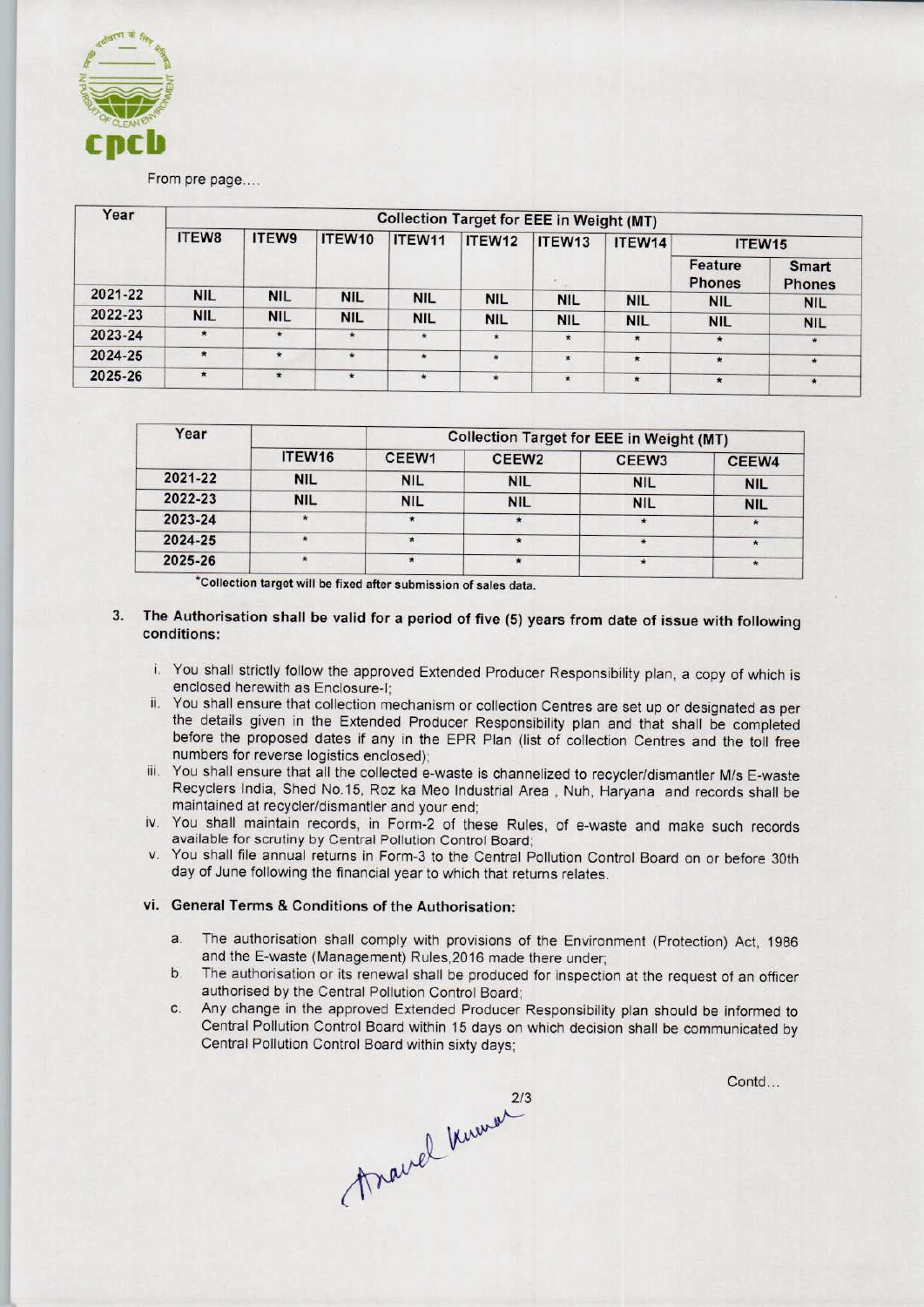From pre page....

| Year | Collection Target for EEE in Weight (MT) | | | | | | | | |
|---|---|---|---|---|---|---|---|---|---|
| | ITEW8 | ITEW9 | ITEW10 | ITEW11 | ITEW12 | ITEW13 | ITEW14 | ITEW15 | |
| | | | | | | | | Feature Phones | Smart Phones |
| 2021-22 | NIL | NIL | NIL | NIL | NIL | NIL | NIL | NIL | NIL |
| 2022-23 | NIL | NIL | NIL | NIL | NIL | NIL | NIL | NIL | NIL |
| 2023-24 | * | * | * | * | * | * | * | * | * |
| 2024-25 | * | * | * | * | * | * | * | * | * |
| 2025-26 | * | * | * | * | * | * | * | * | * |

| Year | | Collection Target for EEE in Weight (MT) | | | |
|---|---|---|---|---|---|
| | ITEW16 | CEEW1 | CEEW2 | CEEW3 | CEEW4 |
| 2021-22 | NIL | NIL | NIL | NIL | NIL |
| 2022-23 | NIL | NIL | NIL | NIL | NIL |
| 2023-24 | * | * | * | * | * |
| 2024-25 | * | * | * | * | * |
| 2025-26 | * | * | * | * | * |

*Collection target will be fixed after submission of sales data.

3. **The Authorisation shall be valid for a period of five (5) years from date of issue with following conditions:**

   i. You shall strictly follow the approved Extended Producer Responsibility plan, a copy of which is enclosed herewith as Enclosure-I;

   ii. You shall ensure that collection mechanism or collection Centres are set up or designated as per the details given in the Extended Producer Responsibility plan and that shall be completed before the proposed dates if any in the EPR Plan (list of collection Centres and the toll free numbers for reverse logistics enclosed);

   iii. You shall ensure that all the collected e-waste is channelized to recycler/dismantler M/s E-waste Recyclers India, Shed No.15, Roz ka Meo Industrial Area , Nuh, Haryana and records shall be maintained at recycler/dismantler and your end;

   iv. You shall maintain records, in Form-2 of these Rules, of e-waste and make such records available for scrutiny by Central Pollution Control Board;

   v. You shall file annual returns in Form-3 to the Central Pollution Control Board on or before 30th day of June following the financial year to which that returns relates.

   **vi. General Terms & Conditions of the Authorisation:**

   a. The authorisation shall comply with provisions of the Environment (Protection) Act, 1986 and the E-waste (Management) Rules,2016 made there under;

   b. The authorisation or its renewal shall be produced for inspection at the request of an officer authorised by the Central Pollution Control Board;

   c. Any change in the approved Extended Producer Responsibility plan should be informed to Central Pollution Control Board within 15 days on which decision shall be communicated by Central Pollution Control Board within sixty days;

Contd...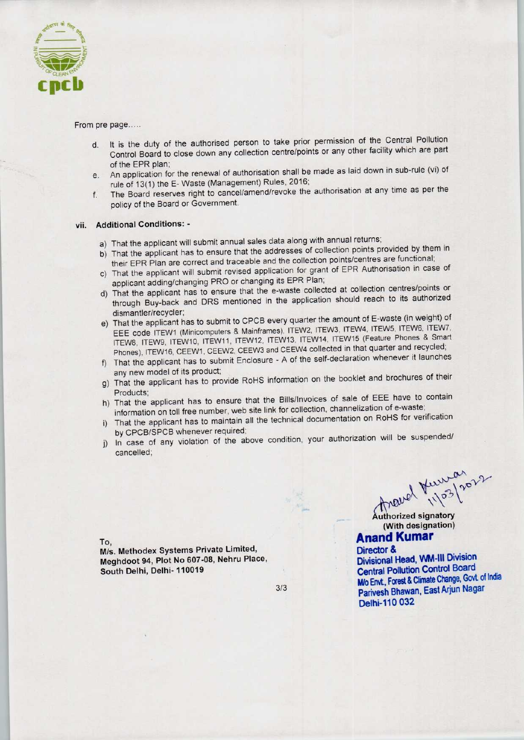From pre page.....

d. It is the duty of the authorised person to take prior permission of the Central Pollution Control Board to close down any collection centre/points or any other facility which are part of the EPR plan;
e. An application for the renewal of authorisation shall be made as laid down in sub-rule (vi) of rule of 13(1) the E- Waste (Management) Rules, 2016;
f. The Board reserves right to cancel/amend/revoke the authorisation at any time as per the policy of the Board or Government.

vii. **Additional Conditions: -**

a) That the applicant will submit annual sales data along with annual returns;
b) That the applicant has to ensure that the addresses of collection points provided by them in their EPR Plan are correct and traceable and the collection points/centres are functional;
c) That the applicant will submit revised application for grant of EPR Authorisation in case of applicant adding/changing PRO or changing its EPR Plan;
d) That the applicant has to ensure that the e-waste collected at collection centres/points or through Buy-back and DRS mentioned in the application should reach to its authorized dismantler/recycler;
e) That the applicant has to submit to CPCB every quarter the amount of E-waste (in weight) of EEE code ITEW1 (Minicomputers & Mainframes), ITEW2, ITEW3, ITEW4, ITEW5, ITEW6, ITEW7, ITEW8, ITEW9, ITEW10, ITEW11, ITEW12, ITEW13, ITEW14, ITEW15 (Feature Phones & Smart Phones), ITEW16, CEEW1, CEEW2, CEEW3 and CEEW4 collected in that quarter and recycled;
f) That the applicant has to submit Enclosure - A of the self-declaration whenever it launches any new model of its product;
g) That the applicant has to provide RoHS information on the booklet and brochures of their Products;
h) That the applicant has to ensure that the Bills/Invoices of sale of EEE have to contain information on toll free number, web site link for collection, channelization of e-waste;
i) That the applicant has to maintain all the technical documentation on RoHS for verification by CPCB/SPCB whenever required;
j) In case of any violation of the above condition, your authorization will be suspended/ cancelled;

Anand Kumar 11/03/2022

Authorized signatory
(With designation)

**Anand Kumar**
Director &
Divisional Head, WM-III Division
Central Pollution Control Board
M/o Envt., Forest & Climate Change, Govt. of India
Parivesh Bhawan, East Arjun Nagar
Delhi-110 032

To,
M/s. Methodex Systems Private Limited,
Meghdoot 94, Plot No 607-08, Nehru Place,
South Delhi, Delhi- 110019